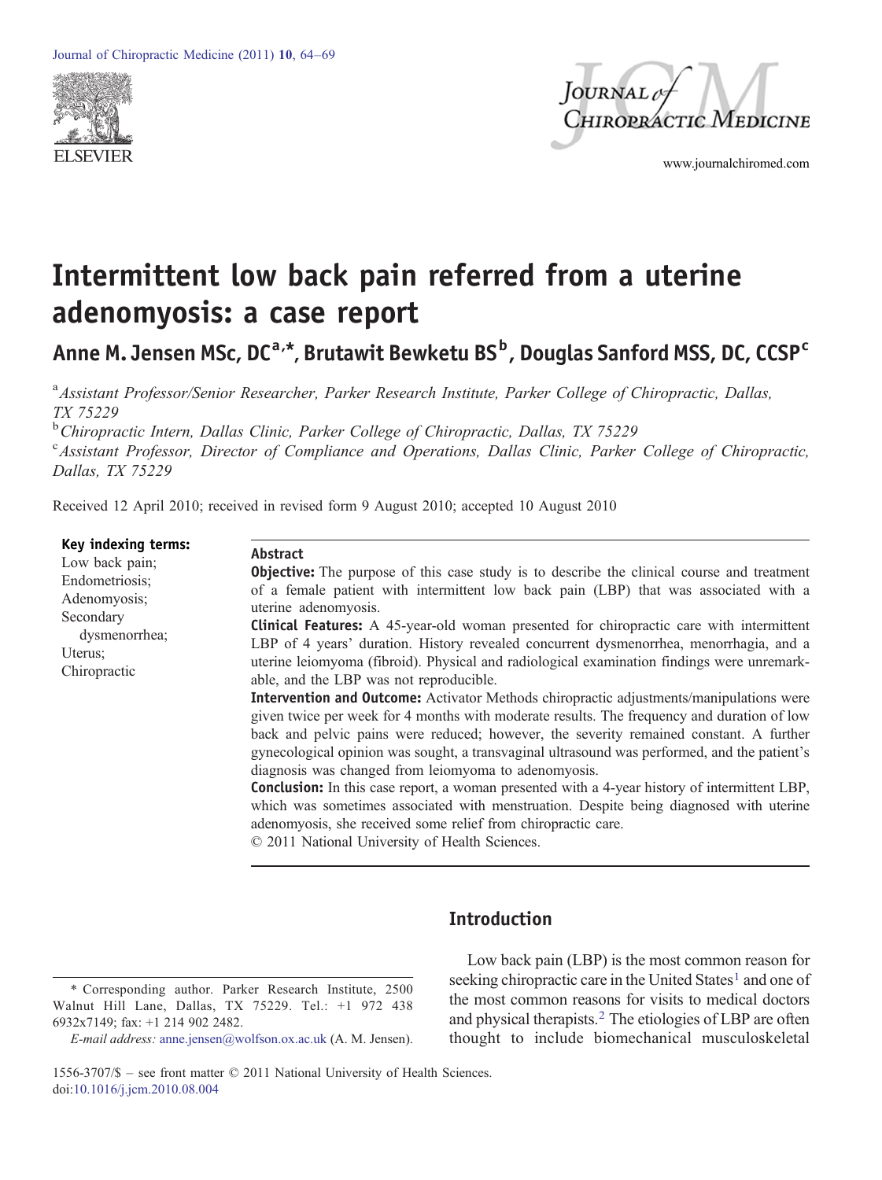# Intermittent low back pain referred from a uterine adenomyosis: a case report

**Anne M. Jensen MSc, DC[a,*], Brutawit Bewketu BS[b], Douglas Sanford MSS, DC, CCSP[c]**

[a] *Assistant Professor/Senior Researcher, Parker Research Institute, Parker College of Chiropractic, Dallas, TX 75229*

[b] *Chiropractic Intern, Dallas Clinic, Parker College of Chiropractic, Dallas, TX 75229*

[c] *Assistant Professor, Director of Compliance and Operations, Dallas Clinic, Parker College of Chiropractic, Dallas, TX 75229*

Received 12 April 2010; received in revised form 9 August 2010; accepted 10 August 2010

**Key indexing terms:**
Low back pain;
Endometriosis;
Adenomyosis;
Secondary dysmenorrhea;
Uterus;
Chiropractic

## Abstract

**Objective:** The purpose of this case study is to describe the clinical course and treatment of a female patient with intermittent low back pain (LBP) that was associated with a uterine adenomyosis.

**Clinical Features:** A 45-year-old woman presented for chiropractic care with intermittent LBP of 4 years' duration. History revealed concurrent dysmenorrhea, menorrhagia, and a uterine leiomyoma (fibroid). Physical and radiological examination findings were unremarkable, and the LBP was not reproducible.

**Intervention and Outcome:** Activator Methods chiropractic adjustments/manipulations were given twice per week for 4 months with moderate results. The frequency and duration of low back and pelvic pains were reduced; however, the severity remained constant. A further gynecological opinion was sought, a transvaginal ultrasound was performed, and the patient's diagnosis was changed from leiomyoma to adenomyosis.

**Conclusion:** In this case report, a woman presented with a 4-year history of intermittent LBP, which was sometimes associated with menstruation. Despite being diagnosed with uterine adenomyosis, she received some relief from chiropractic care.

© 2011 National University of Health Sciences.

## Introduction

Low back pain (LBP) is the most common reason for seeking chiropractic care in the United States[1] and one of the most common reasons for visits to medical doctors and physical therapists.[2] The etiologies of LBP are often thought to include biomechanical musculoskeletal

\* Corresponding author. Parker Research Institute, 2500 Walnut Hill Lane, Dallas, TX 75229. Tel.: +1 972 438 6932x7149; fax: +1 214 902 2482.

*E-mail address:* anne.jensen@wolfson.ox.ac.uk (A. M. Jensen).

1556-3707/$ – see front matter © 2011 National University of Health Sciences.
doi:10.1016/j.jcm.2010.08.004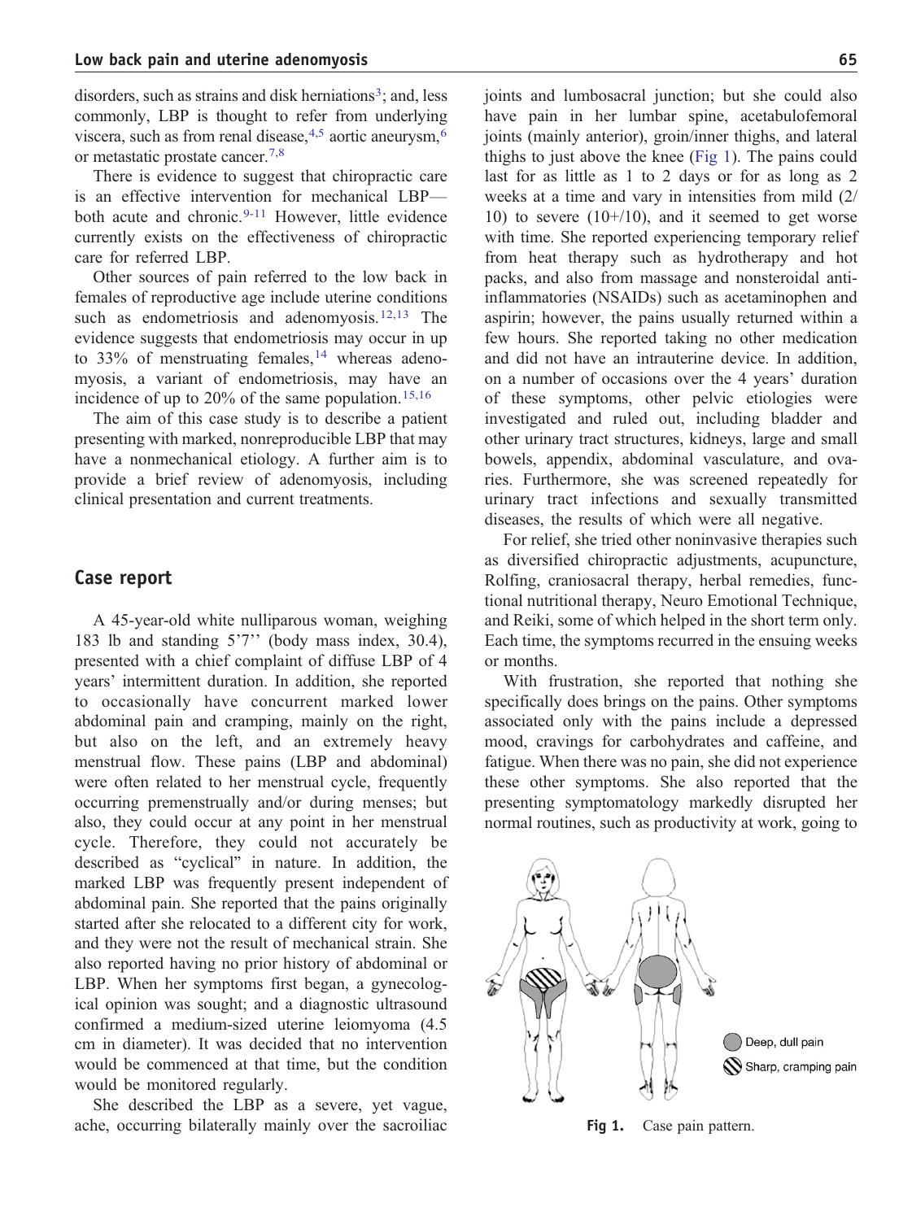disorders, such as strains and disk herniations[3]; and, less commonly, LBP is thought to refer from underlying viscera, such as from renal disease,[4,5] aortic aneurysm,[6] or metastatic prostate cancer.[7,8]

There is evidence to suggest that chiropractic care is an effective intervention for mechanical LBP—both acute and chronic.[9-11] However, little evidence currently exists on the effectiveness of chiropractic care for referred LBP.

Other sources of pain referred to the low back in females of reproductive age include uterine conditions such as endometriosis and adenomyosis.[12,13] The evidence suggests that endometriosis may occur in up to 33% of menstruating females,[14] whereas adenomyosis, a variant of endometriosis, may have an incidence of up to 20% of the same population.[15,16]

The aim of this case study is to describe a patient presenting with marked, nonreproducible LBP that may have a nonmechanical etiology. A further aim is to provide a brief review of adenomyosis, including clinical presentation and current treatments.

## Case report

A 45-year-old white nulliparous woman, weighing 183 lb and standing 5'7'' (body mass index, 30.4), presented with a chief complaint of diffuse LBP of 4 years' intermittent duration. In addition, she reported to occasionally have concurrent marked lower abdominal pain and cramping, mainly on the right, but also on the left, and an extremely heavy menstrual flow. These pains (LBP and abdominal) were often related to her menstrual cycle, frequently occurring premenstrually and/or during menses; but also, they could occur at any point in her menstrual cycle. Therefore, they could not accurately be described as "cyclical" in nature. In addition, the marked LBP was frequently present independent of abdominal pain. She reported that the pains originally started after she relocated to a different city for work, and they were not the result of mechanical strain. She also reported having no prior history of abdominal or LBP. When her symptoms first began, a gynecological opinion was sought; and a diagnostic ultrasound confirmed a medium-sized uterine leiomyoma (4.5 cm in diameter). It was decided that no intervention would be commenced at that time, but the condition would be monitored regularly.

She described the LBP as a severe, yet vague, ache, occurring bilaterally mainly over the sacroiliac joints and lumbosacral junction; but she could also have pain in her lumbar spine, acetabulofemoral joints (mainly anterior), groin/inner thighs, and lateral thighs to just above the knee (Fig 1). The pains could last for as little as 1 to 2 days or for as long as 2 weeks at a time and vary in intensities from mild (2/10) to severe (10+/10), and it seemed to get worse with time. She reported experiencing temporary relief from heat therapy such as hydrotherapy and hot packs, and also from massage and nonsteroidal anti-inflammatories (NSAIDs) such as acetaminophen and aspirin; however, the pains usually returned within a few hours. She reported taking no other medication and did not have an intrauterine device. In addition, on a number of occasions over the 4 years' duration of these symptoms, other pelvic etiologies were investigated and ruled out, including bladder and other urinary tract structures, kidneys, large and small bowels, appendix, abdominal vasculature, and ovaries. Furthermore, she was screened repeatedly for urinary tract infections and sexually transmitted diseases, the results of which were all negative.

For relief, she tried other noninvasive therapies such as diversified chiropractic adjustments, acupuncture, Rolfing, craniosacral therapy, herbal remedies, functional nutritional therapy, Neuro Emotional Technique, and Reiki, some of which helped in the short term only. Each time, the symptoms recurred in the ensuing weeks or months.

With frustration, she reported that nothing she specifically does brings on the pains. Other symptoms associated only with the pains include a depressed mood, cravings for carbohydrates and caffeine, and fatigue. When there was no pain, she did not experience these other symptoms. She also reported that the presenting symptomatology markedly disrupted her normal routines, such as productivity at work, going to

Deep, dull pain

Sharp, cramping pain

**Fig 1.** Case pain pattern.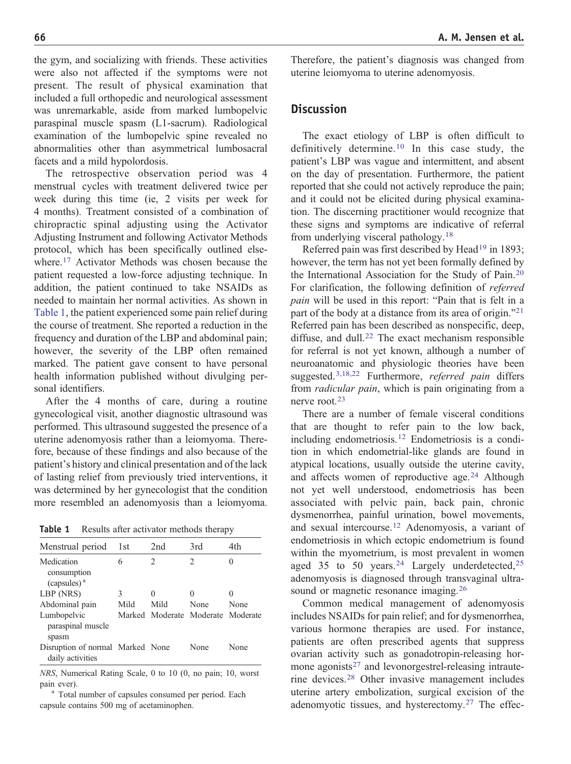the gym, and socializing with friends. These activities were also not affected if the symptoms were not present. The result of physical examination that included a full orthopedic and neurological assessment was unremarkable, aside from marked lumbopelvic paraspinal muscle spasm (L1-sacrum). Radiological examination of the lumbopelvic spine revealed no abnormalities other than asymmetrical lumbosacral facets and a mild hypolordosis.

The retrospective observation period was 4 menstrual cycles with treatment delivered twice per week during this time (ie, 2 visits per week for 4 months). Treatment consisted of a combination of chiropractic spinal adjusting using the Activator Adjusting Instrument and following Activator Methods protocol, which has been specifically outlined elsewhere.[17] Activator Methods was chosen because the patient requested a low-force adjusting technique. In addition, the patient continued to take NSAIDs as needed to maintain her normal activities. As shown in Table 1, the patient experienced some pain relief during the course of treatment. She reported a reduction in the frequency and duration of the LBP and abdominal pain; however, the severity of the LBP often remained marked. The patient gave consent to have personal health information published without divulging personal identifiers.

After the 4 months of care, during a routine gynecological visit, another diagnostic ultrasound was performed. This ultrasound suggested the presence of a uterine adenomyosis rather than a leiomyoma. Therefore, because of these findings and also because of the patient's history and clinical presentation and of the lack of lasting relief from previously tried interventions, it was determined by her gynecologist that the condition more resembled an adenomyosis than a leiomyoma. Therefore, the patient's diagnosis was changed from uterine leiomyoma to uterine adenomyosis.

**Table 1** Results after activator methods therapy

| Menstrual period | 1st | 2nd | 3rd | 4th |
|---|---|---|---|---|
| Medication consumption (capsules) [a] | 6 | 2 | 2 | 0 |
| LBP (NRS) | 3 | 0 | 0 | 0 |
| Abdominal pain | Mild | Mild | None | None |
| Lumbopelvic paraspinal muscle spasm | Marked | Moderate | Moderate | Moderate |
| Disruption of normal daily activities | Marked | None | None | None |

*NRS*, Numerical Rating Scale, 0 to 10 (0, no pain; 10, worst pain ever).

[a] Total number of capsules consumed per period. Each capsule contains 500 mg of acetaminophen.

## Discussion

The exact etiology of LBP is often difficult to definitively determine.[10] In this case study, the patient's LBP was vague and intermittent, and absent on the day of presentation. Furthermore, the patient reported that she could not actively reproduce the pain; and it could not be elicited during physical examination. The discerning practitioner would recognize that these signs and symptoms are indicative of referral from underlying visceral pathology.[18]

Referred pain was first described by Head[19] in 1893; however, the term has not yet been formally defined by the International Association for the Study of Pain.[20] For clarification, the following definition of *referred pain* will be used in this report: "Pain that is felt in a part of the body at a distance from its area of origin."[21] Referred pain has been described as nonspecific, deep, diffuse, and dull.[22] The exact mechanism responsible for referral is not yet known, although a number of neuroanatomic and physiologic theories have been suggested.[3,18,22] Furthermore, *referred pain* differs from *radicular pain*, which is pain originating from a nerve root.[23]

There are a number of female visceral conditions that are thought to refer pain to the low back, including endometriosis.[12] Endometriosis is a condition in which endometrial-like glands are found in atypical locations, usually outside the uterine cavity, and affects women of reproductive age.[24] Although not yet well understood, endometriosis has been associated with pelvic pain, back pain, chronic dysmenorrhea, painful urination, bowel movements, and sexual intercourse.[12] Adenomyosis, a variant of endometriosis in which ectopic endometrium is found within the myometrium, is most prevalent in women aged 35 to 50 years.[24] Largely underdetected,[25] adenomyosis is diagnosed through transvaginal ultrasound or magnetic resonance imaging.[26]

Common medical management of adenomyosis includes NSAIDs for pain relief; and for dysmenorrhea, various hormone therapies are used. For instance, patients are often prescribed agents that suppress ovarian activity such as gonadotropin-releasing hormone agonists[27] and levonorgestrel-releasing intrauterine devices.[28] Other invasive management includes uterine artery embolization, surgical excision of the adenomyotic tissues, and hysterectomy.[27] The effec-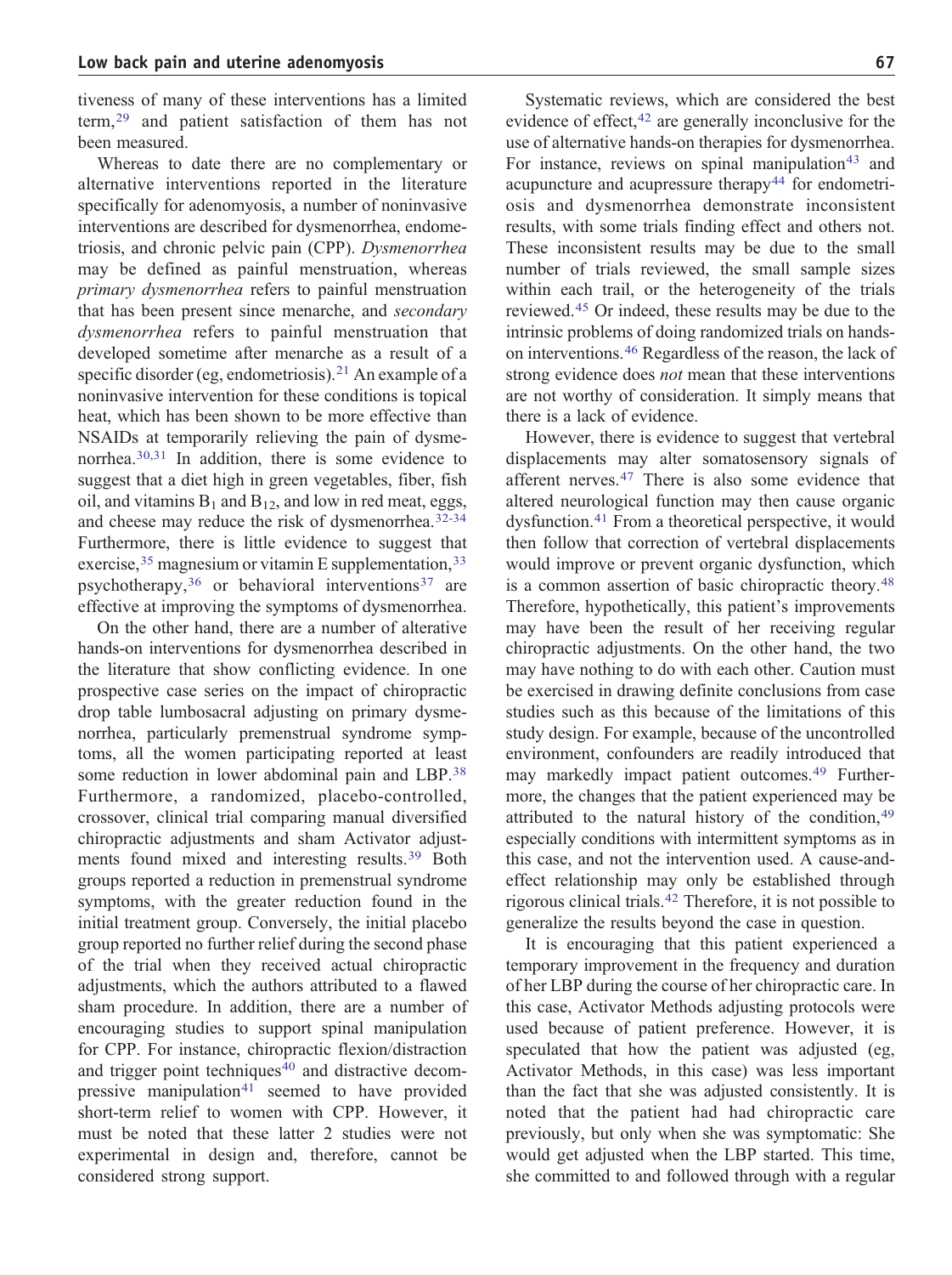tiveness of many of these interventions has a limited term,[29] and patient satisfaction of them has not been measured.

Whereas to date there are no complementary or alternative interventions reported in the literature specifically for adenomyosis, a number of noninvasive interventions are described for dysmenorrhea, endometriosis, and chronic pelvic pain (CPP). *Dysmenorrhea* may be defined as painful menstruation, whereas *primary dysmenorrhea* refers to painful menstruation that has been present since menarche, and *secondary dysmenorrhea* refers to painful menstruation that developed sometime after menarche as a result of a specific disorder (eg, endometriosis).[21] An example of a noninvasive intervention for these conditions is topical heat, which has been shown to be more effective than NSAIDs at temporarily relieving the pain of dysmenorrhea.[30,31] In addition, there is some evidence to suggest that a diet high in green vegetables, fiber, fish oil, and vitamins $B_1$ and $B_{12}$, and low in red meat, eggs, and cheese may reduce the risk of dysmenorrhea.[32-34] Furthermore, there is little evidence to suggest that exercise,[35] magnesium or vitamin E supplementation,[33] psychotherapy,[36] or behavioral interventions[37] are effective at improving the symptoms of dysmenorrhea.

On the other hand, there are a number of alterative hands-on interventions for dysmenorrhea described in the literature that show conflicting evidence. In one prospective case series on the impact of chiropractic drop table lumbosacral adjusting on primary dysmenorrhea, particularly premenstrual syndrome symptoms, all the women participating reported at least some reduction in lower abdominal pain and LBP.[38] Furthermore, a randomized, placebo-controlled, crossover, clinical trial comparing manual diversified chiropractic adjustments and sham Activator adjustments found mixed and interesting results.[39] Both groups reported a reduction in premenstrual syndrome symptoms, with the greater reduction found in the initial treatment group. Conversely, the initial placebo group reported no further relief during the second phase of the trial when they received actual chiropractic adjustments, which the authors attributed to a flawed sham procedure. In addition, there are a number of encouraging studies to support spinal manipulation for CPP. For instance, chiropractic flexion/distraction and trigger point techniques[40] and distractive decompressive manipulation[41] seemed to have provided short-term relief to women with CPP. However, it must be noted that these latter 2 studies were not experimental in design and, therefore, cannot be considered strong support.

Systematic reviews, which are considered the best evidence of effect,[42] are generally inconclusive for the use of alternative hands-on therapies for dysmenorrhea. For instance, reviews on spinal manipulation[43] and acupuncture and acupressure therapy[44] for endometriosis and dysmenorrhea demonstrate inconsistent results, with some trials finding effect and others not. These inconsistent results may be due to the small number of trials reviewed, the small sample sizes within each trail, or the heterogeneity of the trials reviewed.[45] Or indeed, these results may be due to the intrinsic problems of doing randomized trials on hands-on interventions.[46] Regardless of the reason, the lack of strong evidence does *not* mean that these interventions are not worthy of consideration. It simply means that there is a lack of evidence.

However, there is evidence to suggest that vertebral displacements may alter somatosensory signals of afferent nerves.[47] There is also some evidence that altered neurological function may then cause organic dysfunction.[41] From a theoretical perspective, it would then follow that correction of vertebral displacements would improve or prevent organic dysfunction, which is a common assertion of basic chiropractic theory.[48] Therefore, hypothetically, this patient's improvements may have been the result of her receiving regular chiropractic adjustments. On the other hand, the two may have nothing to do with each other. Caution must be exercised in drawing definite conclusions from case studies such as this because of the limitations of this study design. For example, because of the uncontrolled environment, confounders are readily introduced that may markedly impact patient outcomes.[49] Furthermore, the changes that the patient experienced may be attributed to the natural history of the condition,[49] especially conditions with intermittent symptoms as in this case, and not the intervention used. A cause-and-effect relationship may only be established through rigorous clinical trials.[42] Therefore, it is not possible to generalize the results beyond the case in question.

It is encouraging that this patient experienced a temporary improvement in the frequency and duration of her LBP during the course of her chiropractic care. In this case, Activator Methods adjusting protocols were used because of patient preference. However, it is speculated that how the patient was adjusted (eg, Activator Methods, in this case) was less important than the fact that she was adjusted consistently. It is noted that the patient had had chiropractic care previously, but only when she was symptomatic: She would get adjusted when the LBP started. This time, she committed to and followed through with a regular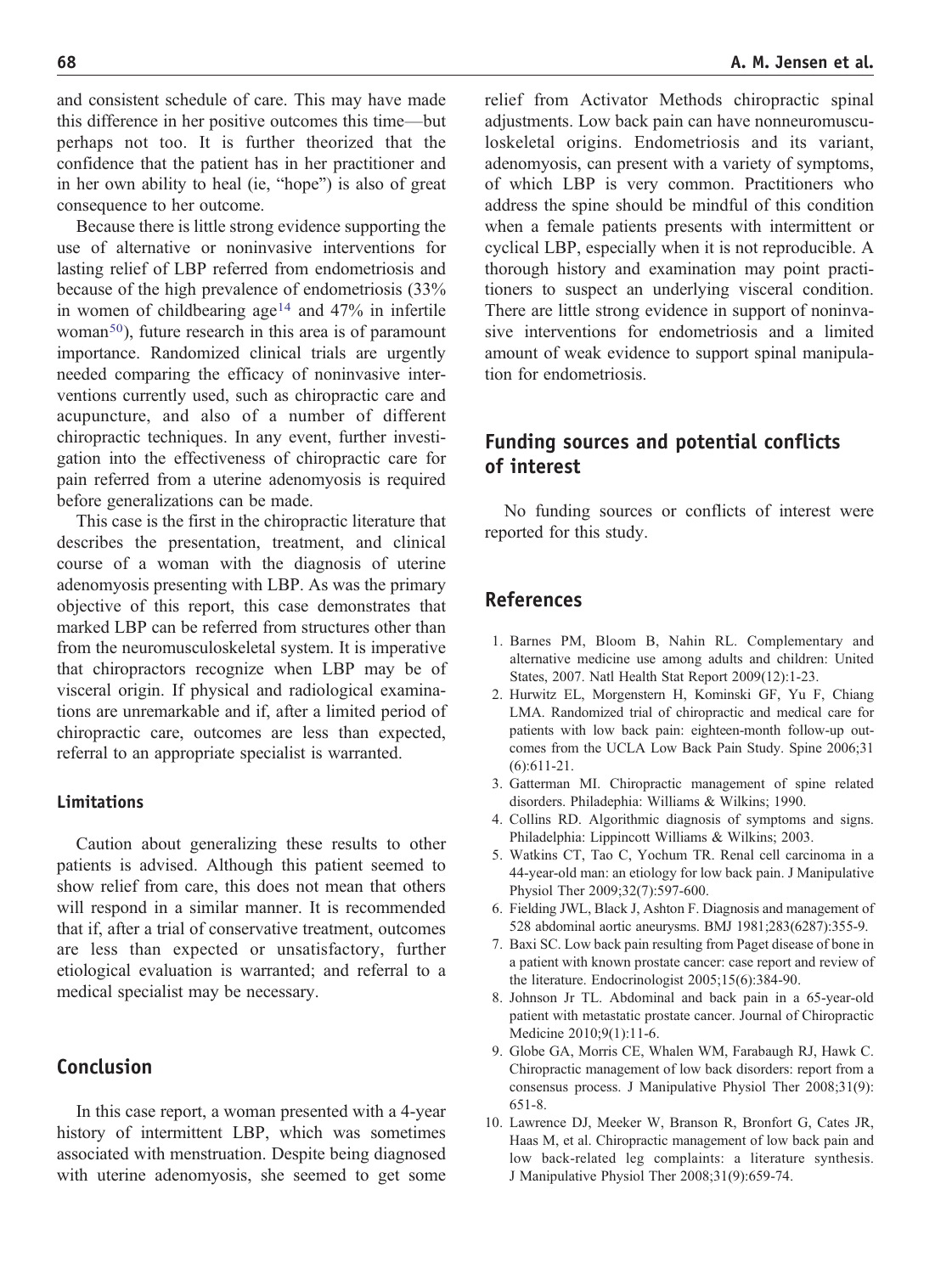and consistent schedule of care. This may have made this difference in her positive outcomes this time—but perhaps not too. It is further theorized that the confidence that the patient has in her practitioner and in her own ability to heal (ie, "hope") is also of great consequence to her outcome.

Because there is little strong evidence supporting the use of alternative or noninvasive interventions for lasting relief of LBP referred from endometriosis and because of the high prevalence of endometriosis (33% in women of childbearing age[14] and 47% in infertile woman[50]), future research in this area is of paramount importance. Randomized clinical trials are urgently needed comparing the efficacy of noninvasive interventions currently used, such as chiropractic care and acupuncture, and also of a number of different chiropractic techniques. In any event, further investigation into the effectiveness of chiropractic care for pain referred from a uterine adenomyosis is required before generalizations can be made.

This case is the first in the chiropractic literature that describes the presentation, treatment, and clinical course of a woman with the diagnosis of uterine adenomyosis presenting with LBP. As was the primary objective of this report, this case demonstrates that marked LBP can be referred from structures other than from the neuromusculoskeletal system. It is imperative that chiropractors recognize when LBP may be of visceral origin. If physical and radiological examinations are unremarkable and if, after a limited period of chiropractic care, outcomes are less than expected, referral to an appropriate specialist is warranted.

### Limitations

Caution about generalizing these results to other patients is advised. Although this patient seemed to show relief from care, this does not mean that others will respond in a similar manner. It is recommended that if, after a trial of conservative treatment, outcomes are less than expected or unsatisfactory, further etiological evaluation is warranted; and referral to a medical specialist may be necessary.

## Conclusion

In this case report, a woman presented with a 4-year history of intermittent LBP, which was sometimes associated with menstruation. Despite being diagnosed with uterine adenomyosis, she seemed to get some relief from Activator Methods chiropractic spinal adjustments. Low back pain can have nonneuromusculoskeletal origins. Endometriosis and its variant, adenomyosis, can present with a variety of symptoms, of which LBP is very common. Practitioners who address the spine should be mindful of this condition when a female patients presents with intermittent or cyclical LBP, especially when it is not reproducible. A thorough history and examination may point practitioners to suspect an underlying visceral condition. There are little strong evidence in support of noninvasive interventions for endometriosis and a limited amount of weak evidence to support spinal manipulation for endometriosis.

## Funding sources and potential conflicts of interest

No funding sources or conflicts of interest were reported for this study.

## References

1. Barnes PM, Bloom B, Nahin RL. Complementary and alternative medicine use among adults and children: United States, 2007. Natl Health Stat Report 2009(12):1-23.
2. Hurwitz EL, Morgenstern H, Kominski GF, Yu F, Chiang LMA. Randomized trial of chiropractic and medical care for patients with low back pain: eighteen-month follow-up outcomes from the UCLA Low Back Pain Study. Spine 2006;31 (6):611-21.
3. Gatterman MI. Chiropractic management of spine related disorders. Philadephia: Williams & Wilkins; 1990.
4. Collins RD. Algorithmic diagnosis of symptoms and signs. Philadelphia: Lippincott Williams & Wilkins; 2003.
5. Watkins CT, Tao C, Yochum TR. Renal cell carcinoma in a 44-year-old man: an etiology for low back pain. J Manipulative Physiol Ther 2009;32(7):597-600.
6. Fielding JWL, Black J, Ashton F. Diagnosis and management of 528 abdominal aortic aneurysms. BMJ 1981;283(6287):355-9.
7. Baxi SC. Low back pain resulting from Paget disease of bone in a patient with known prostate cancer: case report and review of the literature. Endocrinologist 2005;15(6):384-90.
8. Johnson Jr TL. Abdominal and back pain in a 65-year-old patient with metastatic prostate cancer. Journal of Chiropractic Medicine 2010;9(1):11-6.
9. Globe GA, Morris CE, Whalen WM, Farabaugh RJ, Hawk C. Chiropractic management of low back disorders: report from a consensus process. J Manipulative Physiol Ther 2008;31(9): 651-8.
10. Lawrence DJ, Meeker W, Branson R, Bronfort G, Cates JR, Haas M, et al. Chiropractic management of low back pain and low back-related leg complaints: a literature synthesis. J Manipulative Physiol Ther 2008;31(9):659-74.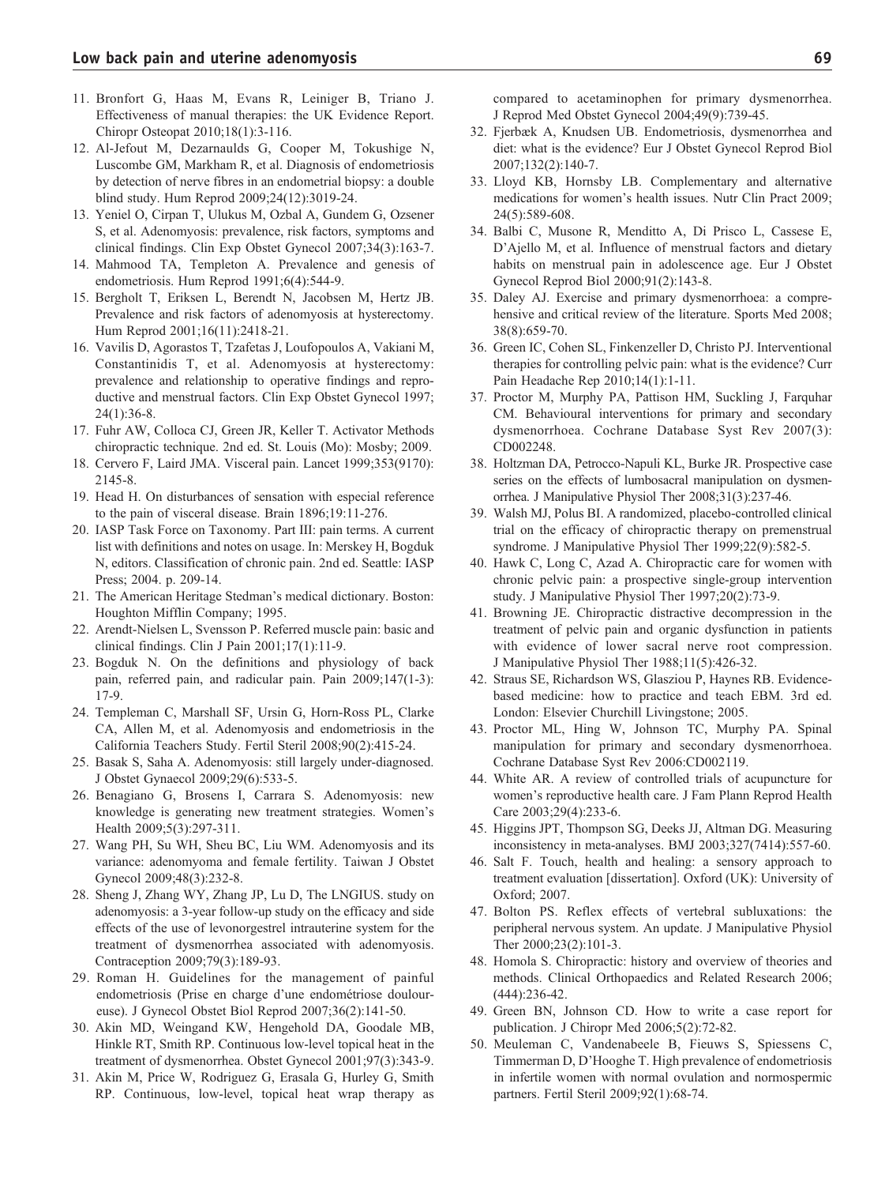11. Bronfort G, Haas M, Evans R, Leiniger B, Triano J. Effectiveness of manual therapies: the UK Evidence Report. Chiropr Osteopat 2010;18(1):3-116.
12. Al-Jefout M, Dezarnaulds G, Cooper M, Tokushige N, Luscombe GM, Markham R, et al. Diagnosis of endometriosis by detection of nerve fibres in an endometrial biopsy: a double blind study. Hum Reprod 2009;24(12):3019-24.
13. Yeniel O, Cirpan T, Ulukus M, Ozbal A, Gundem G, Ozsener S, et al. Adenomyosis: prevalence, risk factors, symptoms and clinical findings. Clin Exp Obstet Gynecol 2007;34(3):163-7.
14. Mahmood TA, Templeton A. Prevalence and genesis of endometriosis. Hum Reprod 1991;6(4):544-9.
15. Bergholt T, Eriksen L, Berendt N, Jacobsen M, Hertz JB. Prevalence and risk factors of adenomyosis at hysterectomy. Hum Reprod 2001;16(11):2418-21.
16. Vavilis D, Agorastos T, Tzafetas J, Loufopoulos A, Vakiani M, Constantinidis T, et al. Adenomyosis at hysterectomy: prevalence and relationship to operative findings and reproductive and menstrual factors. Clin Exp Obstet Gynecol 1997; 24(1):36-8.
17. Fuhr AW, Colloca CJ, Green JR, Keller T. Activator Methods chiropractic technique. 2nd ed. St. Louis (Mo): Mosby; 2009.
18. Cervero F, Laird JMA. Visceral pain. Lancet 1999;353(9170): 2145-8.
19. Head H. On disturbances of sensation with especial reference to the pain of visceral disease. Brain 1896;19:11-276.
20. IASP Task Force on Taxonomy. Part III: pain terms. A current list with definitions and notes on usage. In: Merskey H, Bogduk N, editors. Classification of chronic pain. 2nd ed. Seattle: IASP Press; 2004. p. 209-14.
21. The American Heritage Stedman's medical dictionary. Boston: Houghton Mifflin Company; 1995.
22. Arendt-Nielsen L, Svensson P. Referred muscle pain: basic and clinical findings. Clin J Pain 2001;17(1):11-9.
23. Bogduk N. On the definitions and physiology of back pain, referred pain, and radicular pain. Pain 2009;147(1-3): 17-9.
24. Templeman C, Marshall SF, Ursin G, Horn-Ross PL, Clarke CA, Allen M, et al. Adenomyosis and endometriosis in the California Teachers Study. Fertil Steril 2008;90(2):415-24.
25. Basak S, Saha A. Adenomyosis: still largely under-diagnosed. J Obstet Gynaecol 2009;29(6):533-5.
26. Benagiano G, Brosens I, Carrara S. Adenomyosis: new knowledge is generating new treatment strategies. Women's Health 2009;5(3):297-311.
27. Wang PH, Su WH, Sheu BC, Liu WM. Adenomyosis and its variance: adenomyoma and female fertility. Taiwan J Obstet Gynecol 2009;48(3):232-8.
28. Sheng J, Zhang WY, Zhang JP, Lu D, The LNGIUS. study on adenomyosis: a 3-year follow-up study on the efficacy and side effects of the use of levonorgestrel intrauterine system for the treatment of dysmenorrhea associated with adenomyosis. Contraception 2009;79(3):189-93.
29. Roman H. Guidelines for the management of painful endometriosis (Prise en charge d'une endométriose douloureuse). J Gynecol Obstet Biol Reprod 2007;36(2):141-50.
30. Akin MD, Weingand KW, Hengehold DA, Goodale MB, Hinkle RT, Smith RP. Continuous low-level topical heat in the treatment of dysmenorrhea. Obstet Gynecol 2001;97(3):343-9.
31. Akin M, Price W, Rodriguez G, Erasala G, Hurley G, Smith RP. Continuous, low-level, topical heat wrap therapy as compared to acetaminophen for primary dysmenorrhea. J Reprod Med Obstet Gynecol 2004;49(9):739-45.
32. Fjerbæk A, Knudsen UB. Endometriosis, dysmenorrhea and diet: what is the evidence? Eur J Obstet Gynecol Reprod Biol 2007;132(2):140-7.
33. Lloyd KB, Hornsby LB. Complementary and alternative medications for women's health issues. Nutr Clin Pract 2009; 24(5):589-608.
34. Balbi C, Musone R, Menditto A, Di Prisco L, Cassese E, D'Ajello M, et al. Influence of menstrual factors and dietary habits on menstrual pain in adolescence age. Eur J Obstet Gynecol Reprod Biol 2000;91(2):143-8.
35. Daley AJ. Exercise and primary dysmenorrhoea: a comprehensive and critical review of the literature. Sports Med 2008; 38(8):659-70.
36. Green IC, Cohen SL, Finkenzeller D, Christo PJ. Interventional therapies for controlling pelvic pain: what is the evidence? Curr Pain Headache Rep 2010;14(1):1-11.
37. Proctor M, Murphy PA, Pattison HM, Suckling J, Farquhar CM. Behavioural interventions for primary and secondary dysmenorrhoea. Cochrane Database Syst Rev 2007(3): CD002248.
38. Holtzman DA, Petrocco-Napuli KL, Burke JR. Prospective case series on the effects of lumbosacral manipulation on dysmenorrhea. J Manipulative Physiol Ther 2008;31(3):237-46.
39. Walsh MJ, Polus BI. A randomized, placebo-controlled clinical trial on the efficacy of chiropractic therapy on premenstrual syndrome. J Manipulative Physiol Ther 1999;22(9):582-5.
40. Hawk C, Long C, Azad A. Chiropractic care for women with chronic pelvic pain: a prospective single-group intervention study. J Manipulative Physiol Ther 1997;20(2):73-9.
41. Browning JE. Chiropractic distractive decompression in the treatment of pelvic pain and organic dysfunction in patients with evidence of lower sacral nerve root compression. J Manipulative Physiol Ther 1988;11(5):426-32.
42. Straus SE, Richardson WS, Glasziou P, Haynes RB. Evidence-based medicine: how to practice and teach EBM. 3rd ed. London: Elsevier Churchill Livingstone; 2005.
43. Proctor ML, Hing W, Johnson TC, Murphy PA. Spinal manipulation for primary and secondary dysmenorrhoea. Cochrane Database Syst Rev 2006:CD002119.
44. White AR. A review of controlled trials of acupuncture for women's reproductive health care. J Fam Plann Reprod Health Care 2003;29(4):233-6.
45. Higgins JPT, Thompson SG, Deeks JJ, Altman DG. Measuring inconsistency in meta-analyses. BMJ 2003;327(7414):557-60.
46. Salt F. Touch, health and healing: a sensory approach to treatment evaluation [dissertation]. Oxford (UK): University of Oxford; 2007.
47. Bolton PS. Reflex effects of vertebral subluxations: the peripheral nervous system. An update. J Manipulative Physiol Ther 2000;23(2):101-3.
48. Homola S. Chiropractic: history and overview of theories and methods. Clinical Orthopaedics and Related Research 2006; (444):236-42.
49. Green BN, Johnson CD. How to write a case report for publication. J Chiropr Med 2006;5(2):72-82.
50. Meuleman C, Vandenabeele B, Fieuws S, Spiessens C, Timmerman D, D'Hooghe T. High prevalence of endometriosis in infertile women with normal ovulation and normospermic partners. Fertil Steril 2009;92(1):68-74.